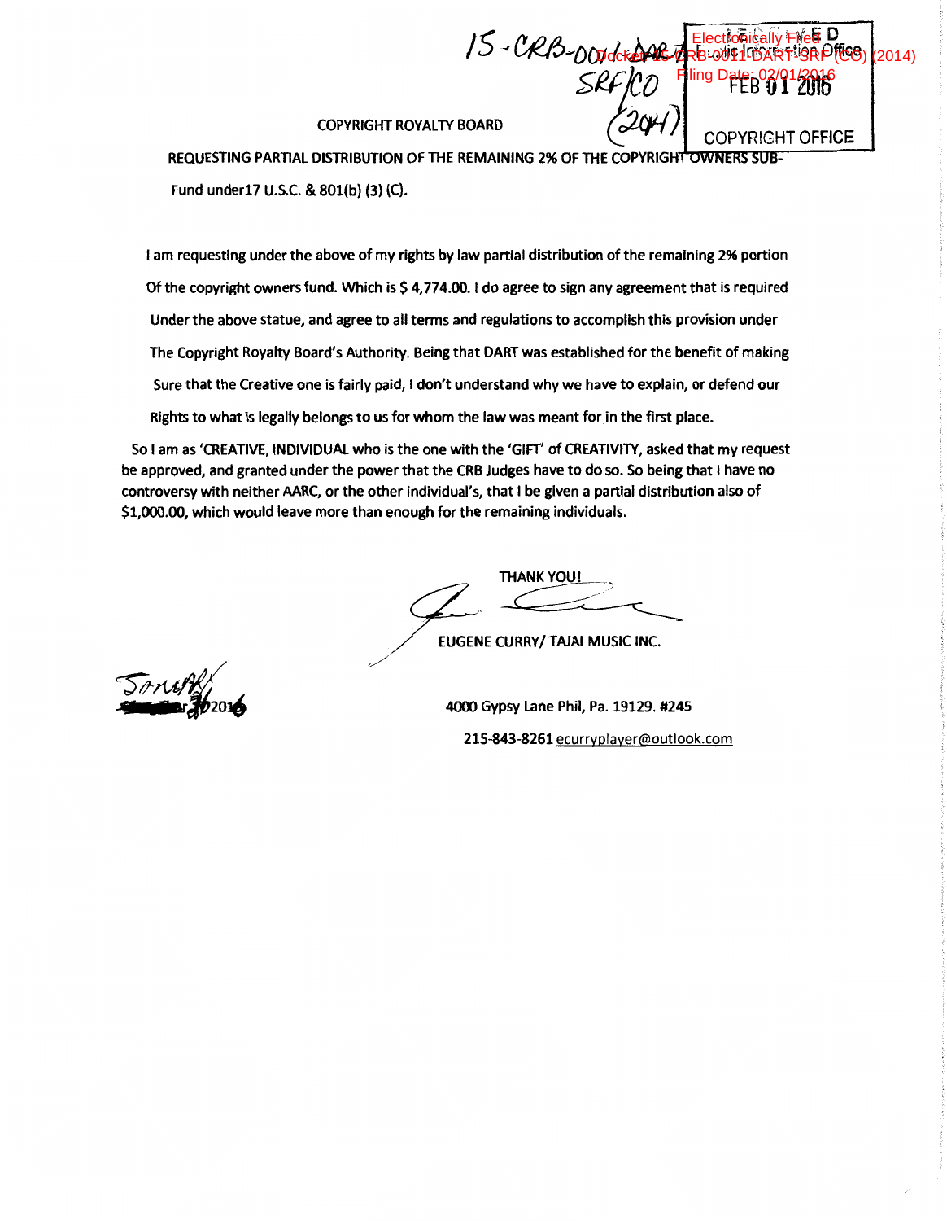15-CRB-0011 DART SRF/CO (2014)

Electronically Filed
Docket: 15-CRB-0011-DART-SRF (CO) (2014)
Filing Date: 02/01/2016

RECEIVED
Public Information Office
FEB 01 2016
COPYRIGHT OFFICE

COPYRIGHT ROYALTY BOARD

**REQUESTING PARTIAL DISTRIBUTION OF THE REMAINING 2% OF THE COPYRIGHT OWNERS SUB-Fund under17 U.S.C. & 801(b) (3) (C).**

I am requesting under the above of my rights by law partial distribution of the remaining 2% portion Of the copyright owners fund. Which is $ 4,774.00. I do agree to sign any agreement that is required Under the above statue, and agree to all terms and regulations to accomplish this provision under The Copyright Royalty Board's Authority. Being that DART was established for the benefit of making Sure that the Creative one is fairly paid, I don't understand why we have to explain, or defend our Rights to what is legally belongs to us for whom the law was meant for in the first place.

So I am as 'CREATIVE, INDIVIDUAL who is the one with the 'GIFT' of CREATIVITY, asked that my request be approved, and granted under the power that the CRB Judges have to do so. So being that I have no controversy with neither AARC, or the other individual's, that I be given a partial distribution also of $1,000.00, which would leave more than enough for the remaining individuals.

THANK YOU!

EUGENE CURRY/ TAJAI MUSIC INC.

January 30 2016

4000 Gypsy Lane Phil, Pa. 19129. #245

215-843-8261 ecurryplayer@outlook.com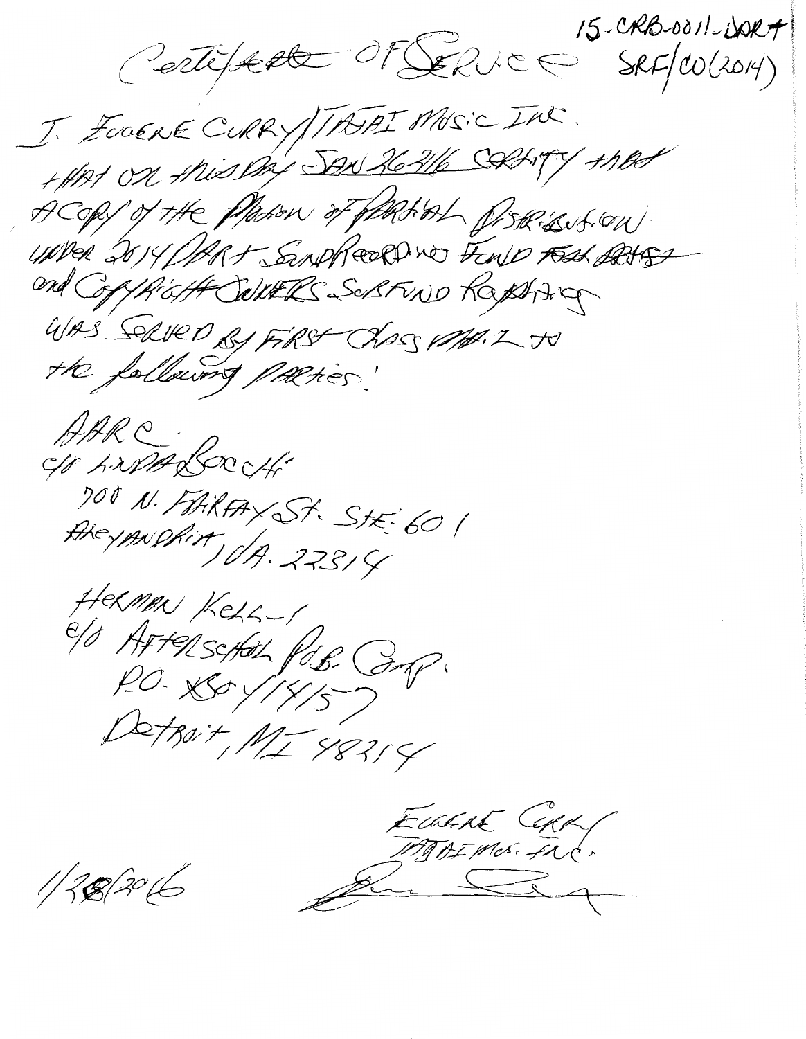15-CRB-0011-DART
SRF/CO(2014)

# Certificate of Service

I, Eugene Curry/Tajai Music Inc.
that on this day Jan 26 2016 certify that
a copy of the Motion of Partial Distribution
under 2014 DART Sound Recording Fund for Artist
and Copyright Owners Subfund Royalties
was served by first class mail to
the following parties:

AARC
c/o Linda Bocchi
700 N. Fairfax St. Ste: 601
Alexandria, VA. 22314

Herman Kelly
c/o Afterschool Pub. Comp.
P.O. Box 14157
Detroit, MI 48214

1/28/2016

Eugene Curry
Tajai Music Inc.